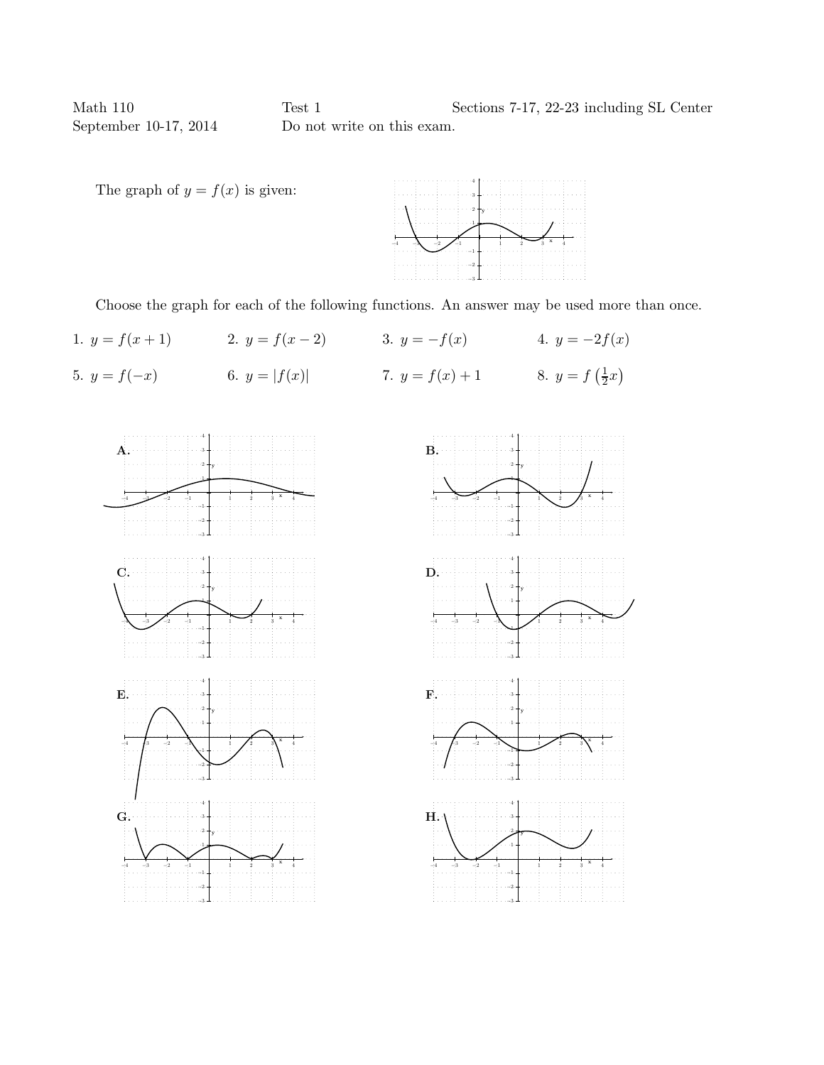Math 110
September 10-17, 2014

Test 1
Do not write on this exam.

Sections 7-17, 22-23 including SL Center

The graph of $y = f(x)$ is given:

Choose the graph for each of the following functions. An answer may be used more than once.

1. $y = f(x+1)$
2. $y = f(x-2)$
3. $y = -f(x)$
4. $y = -2f(x)$
5. $y = f(-x)$
6. $y = |f(x)|$
7. $y = f(x)+1$
8. $y = f\left(\frac{1}{2}x\right)$

**A.**

**B.**

**C.**

**D.**

**E.**

**F.**

**G.**

**H.**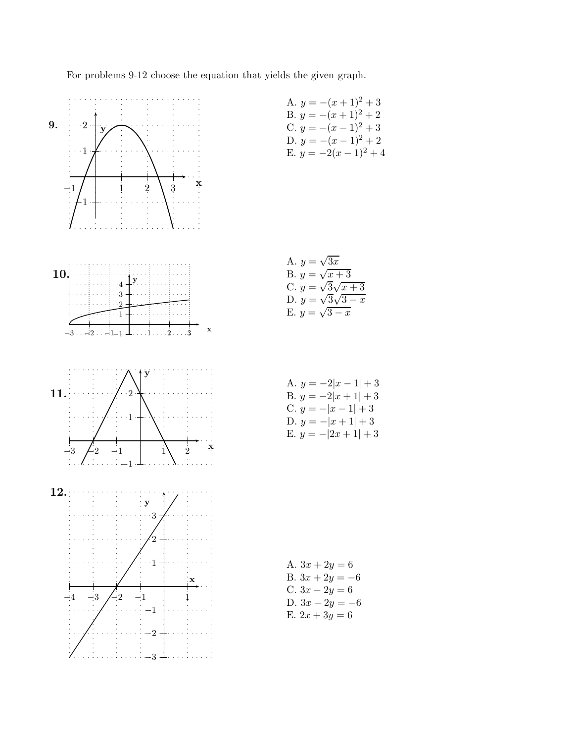For problems 9-12 choose the equation that yields the given graph.

**9.**

A. $y = -(x+1)^2 + 3$
B. $y = -(x+1)^2 + 2$
C. $y = -(x-1)^2 + 3$
D. $y = -(x-1)^2 + 2$
E. $y = -2(x-1)^2 + 4$

**10.**

A. $y = \sqrt{3x}$
B. $y = \sqrt{x+3}$
C. $y = \sqrt{3}\sqrt{x+3}$
D. $y = \sqrt{3}\sqrt{3-x}$
E. $y = \sqrt{3-x}$

**11.**

A. $y = -2|x-1| + 3$
B. $y = -2|x+1| + 3$
C. $y = -|x-1| + 3$
D. $y = -|x+1| + 3$
E. $y = -|2x+1| + 3$

**12.**

A. $3x + 2y = 6$
B. $3x + 2y = -6$
C. $3x - 2y = 6$
D. $3x - 2y = -6$
E. $2x + 3y = 6$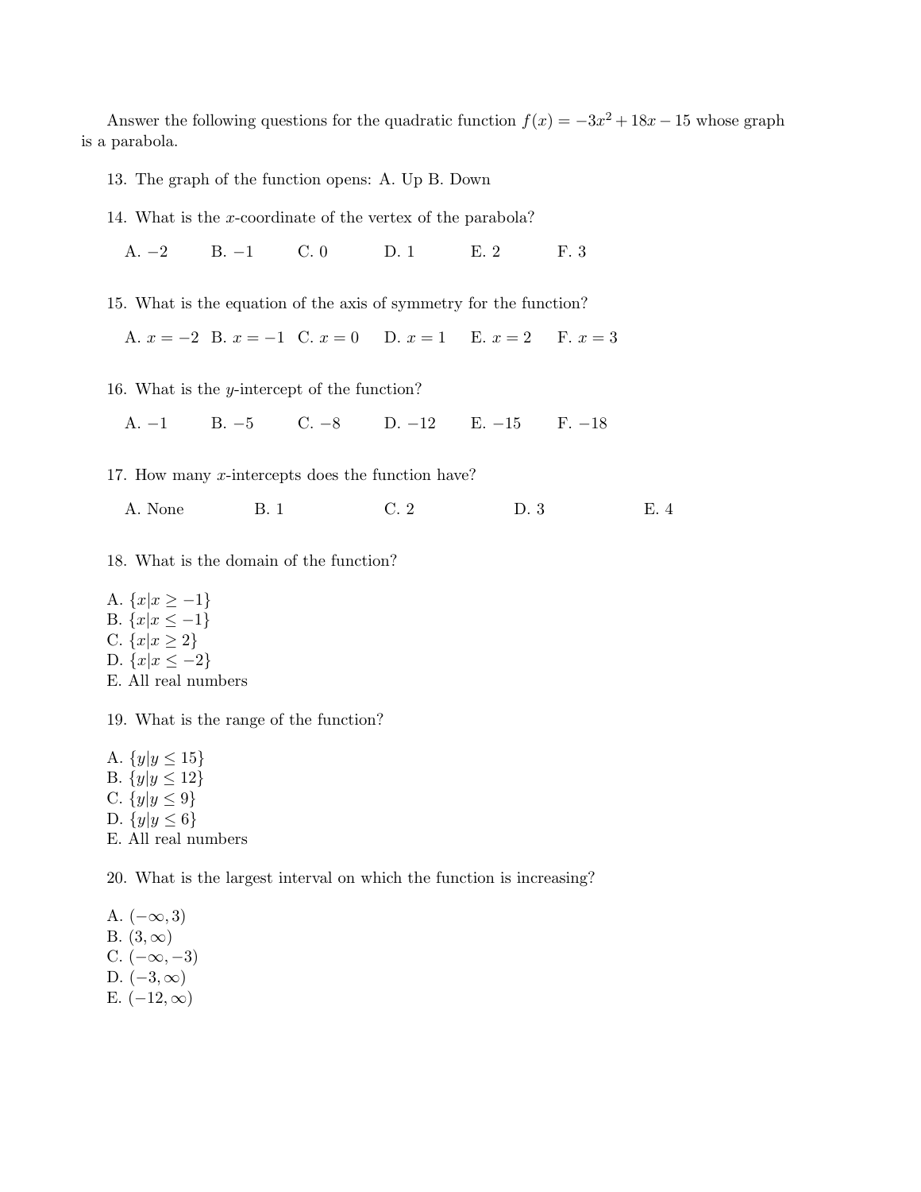Answer the following questions for the quadratic function $f(x) = -3x^2 + 18x - 15$ whose graph is a parabola.

13. The graph of the function opens: A. Up B. Down

14. What is the $x$-coordinate of the vertex of the parabola?

    A. $-2$ B. $-1$ C. 0 D. 1 E. 2 F. 3

15. What is the equation of the axis of symmetry for the function?

    A. $x = -2$ B. $x = -1$ C. $x = 0$ D. $x = 1$ E. $x = 2$ F. $x = 3$

16. What is the $y$-intercept of the function?

    A. $-1$ B. $-5$ C. $-8$ D. $-12$ E. $-15$ F. $-18$

17. How many $x$-intercepts does the function have?

    A. None B. 1 C. 2 D. 3 E. 4

18. What is the domain of the function?

    A. $\{x|x \geq -1\}$
    B. $\{x|x \leq -1\}$
    C. $\{x|x \geq 2\}$
    D. $\{x|x \leq -2\}$
    E. All real numbers

19. What is the range of the function?

    A. $\{y|y \leq 15\}$
    B. $\{y|y \leq 12\}$
    C. $\{y|y \leq 9\}$
    D. $\{y|y \leq 6\}$
    E. All real numbers

20. What is the largest interval on which the function is increasing?

    A. $(-\infty, 3)$
    B. $(3, \infty)$
    C. $(-\infty, -3)$
    D. $(-3, \infty)$
    E. $(-12, \infty)$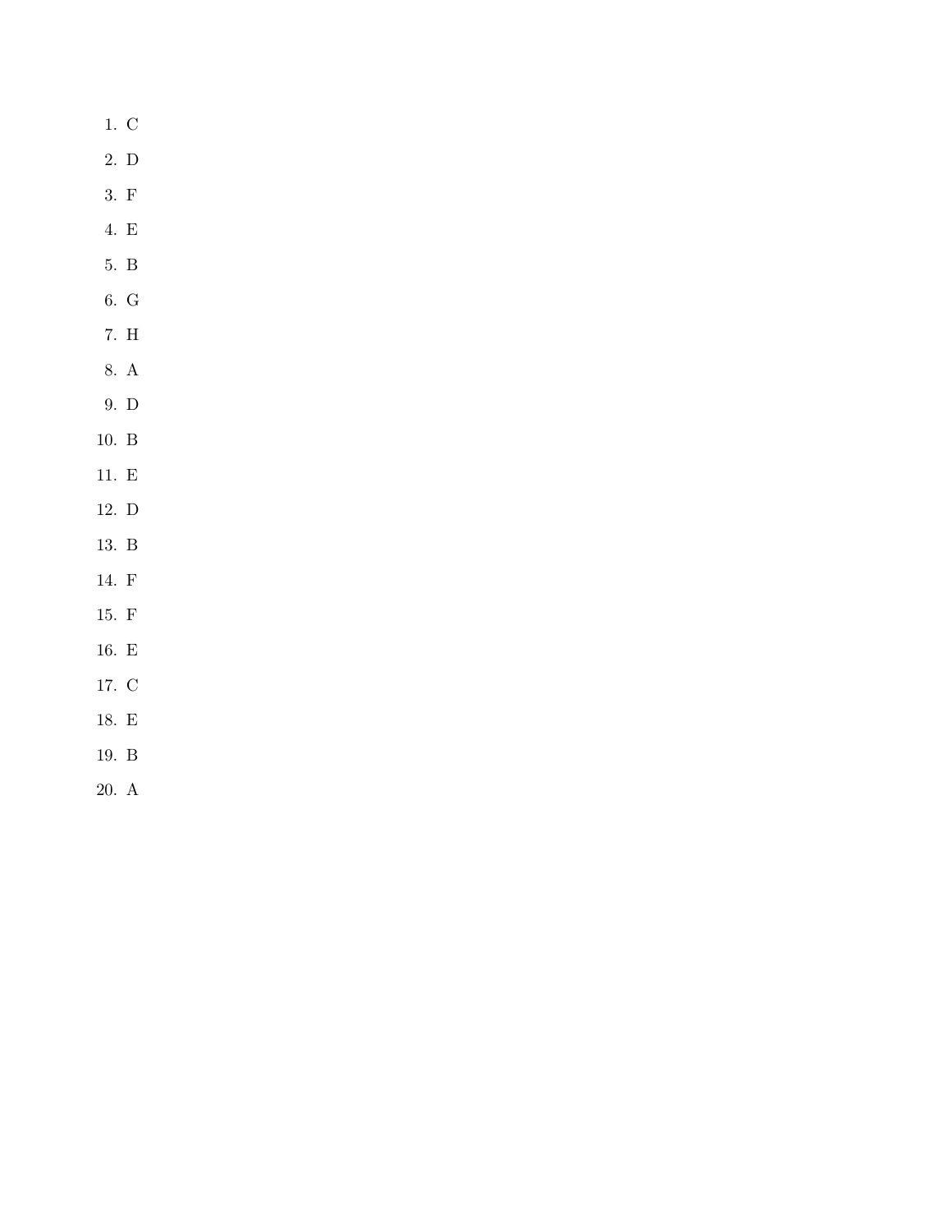1. C
2. D
3. F
4. E
5. B
6. G
7. H
8. A
9. D
10. B
11. E
12. D
13. B
14. F
15. F
16. E
17. C
18. E
19. B
20. A